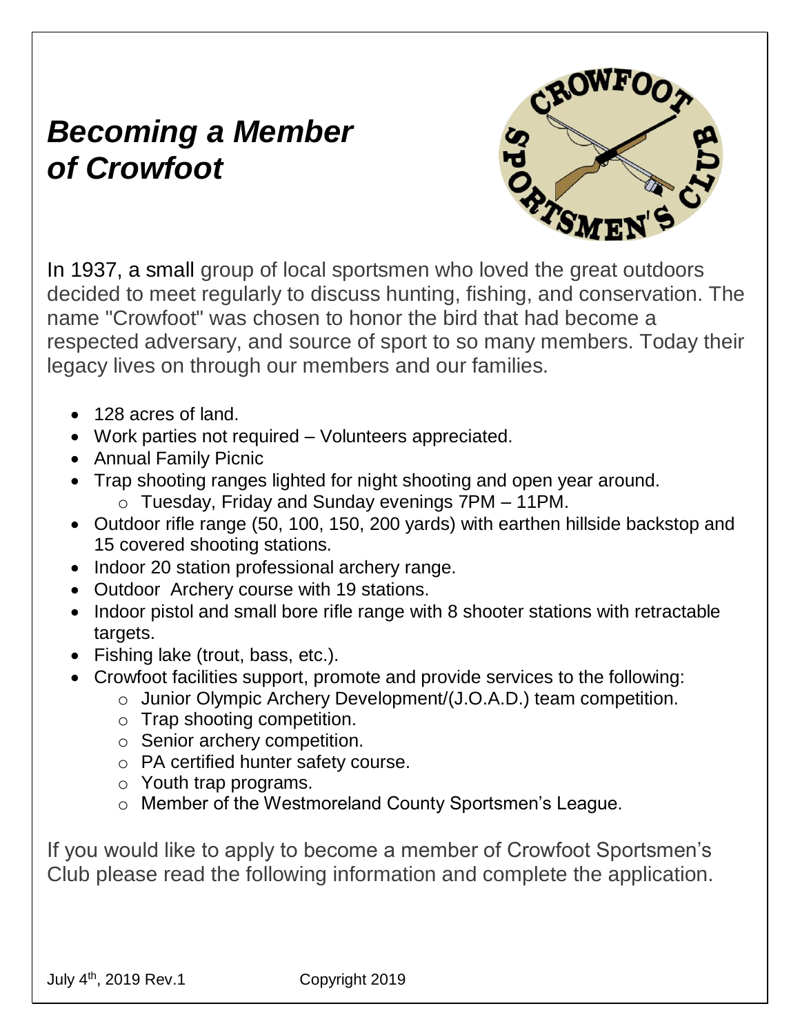# *Becoming a Member of Crowfoot*

In 1937, a small group of local sportsmen who loved the great outdoors decided to meet regularly to discuss hunting, fishing, and conservation. The name "Crowfoot" was chosen to honor the bird that had become a respected adversary, and source of sport to so many members. Today their legacy lives on through our members and our families.

- 128 acres of land.
- Work parties not required – Volunteers appreciated.
- Annual Family Picnic
- Trap shooting ranges lighted for night shooting and open year around.
  - Tuesday, Friday and Sunday evenings 7PM – 11PM.
- Outdoor rifle range (50, 100, 150, 200 yards) with earthen hillside backstop and 15 covered shooting stations.
- Indoor 20 station professional archery range.
- Outdoor Archery course with 19 stations.
- Indoor pistol and small bore rifle range with 8 shooter stations with retractable targets.
- Fishing lake (trout, bass, etc.).
- Crowfoot facilities support, promote and provide services to the following:
  - Junior Olympic Archery Development/(J.O.A.D.) team competition.
  - Trap shooting competition.
  - Senior archery competition.
  - PA certified hunter safety course.
  - Youth trap programs.
  - Member of the Westmoreland County Sportsmen's League.

If you would like to apply to become a member of Crowfoot Sportsmen's Club please read the following information and complete the application.

July 4th, 2019 Rev.1 Copyright 2019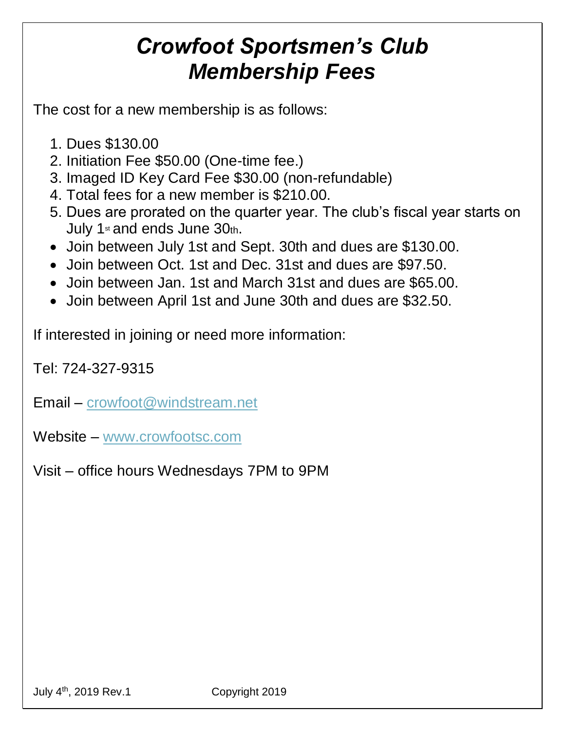# *Crowfoot Sportsmen's Club Membership Fees*

The cost for a new membership is as follows:

1. Dues $130.00
2. Initiation Fee $50.00 (One-time fee.)
3. Imaged ID Key Card Fee $30.00 (non-refundable)
4. Total fees for a new member is $210.00.
5. Dues are prorated on the quarter year. The club's fiscal year starts on July 1st and ends June 30th.

- Join between July 1st and Sept. 30th and dues are $130.00.
- Join between Oct. 1st and Dec. 31st and dues are $97.50.
- Join between Jan. 1st and March 31st and dues are $65.00.
- Join between April 1st and June 30th and dues are $32.50.

If interested in joining or need more information:

Tel: 724-327-9315

Email – crowfoot@windstream.net

Website – www.crowfootsc.com

Visit – office hours Wednesdays 7PM to 9PM

July 4th, 2019 Rev.1 Copyright 2019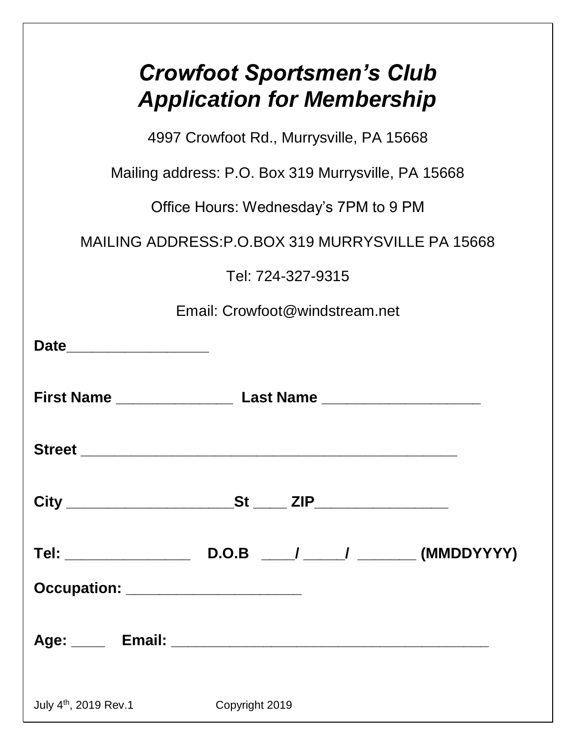# *Crowfoot Sportsmen's Club*
# *Application for Membership*

4997 Crowfoot Rd., Murrysville, PA 15668

Mailing address: P.O. Box 319 Murrysville, PA 15668

Office Hours: Wednesday's 7PM to 9 PM

MAILING ADDRESS:P.O.BOX 319 MURRYSVILLE PA 15668

Tel: 724-327-9315

Email: Crowfoot@windstream.net

**Date__________________**

**First Name _______________ Last Name ____________________**

**Street ________________________________________________**

**City _____________________St ____ ZIP_________________**

**Tel: ________________ D.O.B ____/ _____/ _______ (MMDDYYYY)**

**Occupation: ______________________**

**Age: ____ Email: ________________________________________**

July 4th, 2019 Rev.1 Copyright 2019